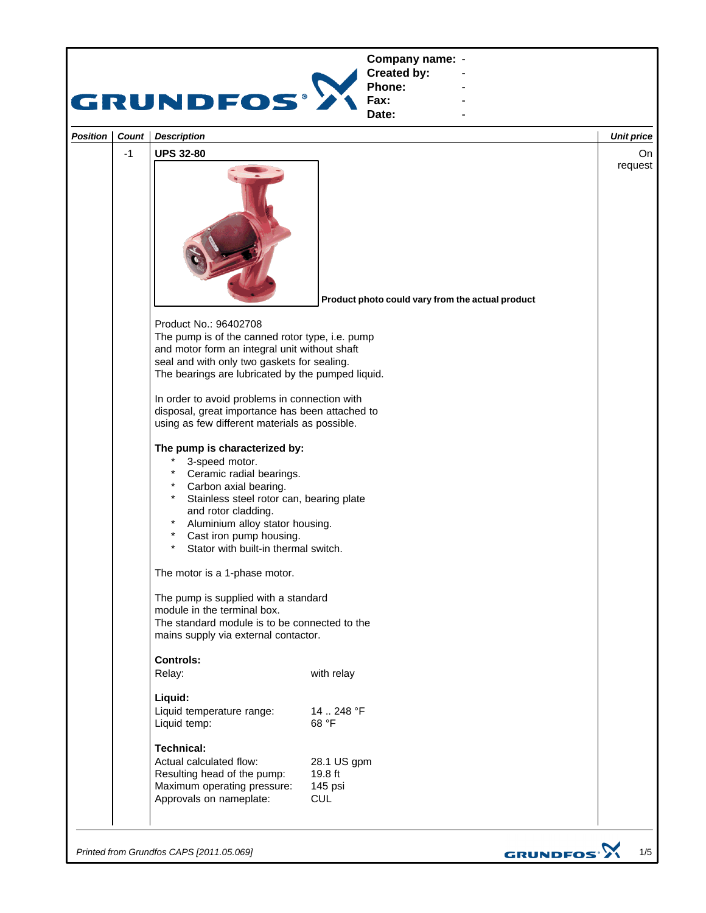**Company name:** -
**Created by:** -
**Phone:** -
**Fax:** -
**Date:** -

| *Position* | *Count* | *Description* | *Unit price* |
|---|---|---|---|
| | -1 | **UPS 32-80** | On request |

**Product photo could vary from the actual product**

Product No.: 96402708
The pump is of the canned rotor type, i.e. pump and motor form an integral unit without shaft seal and with only two gaskets for sealing.
The bearings are lubricated by the pumped liquid.

In order to avoid problems in connection with disposal, great importance has been attached to using as few different materials as possible.

**The pump is characterized by:**

* 3-speed motor.
* Ceramic radial bearings.
* Carbon axial bearing.
* Stainless steel rotor can, bearing plate and rotor cladding.
* Aluminium alloy stator housing.
* Cast iron pump housing.
* Stator with built-in thermal switch.

The motor is a 1-phase motor.

The pump is supplied with a standard module in the terminal box.
The standard module is to be connected to the mains supply via external contactor.

**Controls:**

| | |
|---|---|
| Relay: | with relay |

**Liquid:**

| | |
|---|---|
| Liquid temperature range: | 14 .. 248 °F |
| Liquid temp: | 68 °F |

**Technical:**

| | |
|---|---|
| Actual calculated flow: | 28.1 US gpm |
| Resulting head of the pump: | 19.8 ft |
| Maximum operating pressure: | 145 psi |
| Approvals on nameplate: | CUL |

*Printed from Grundfos CAPS [2011.05.069]*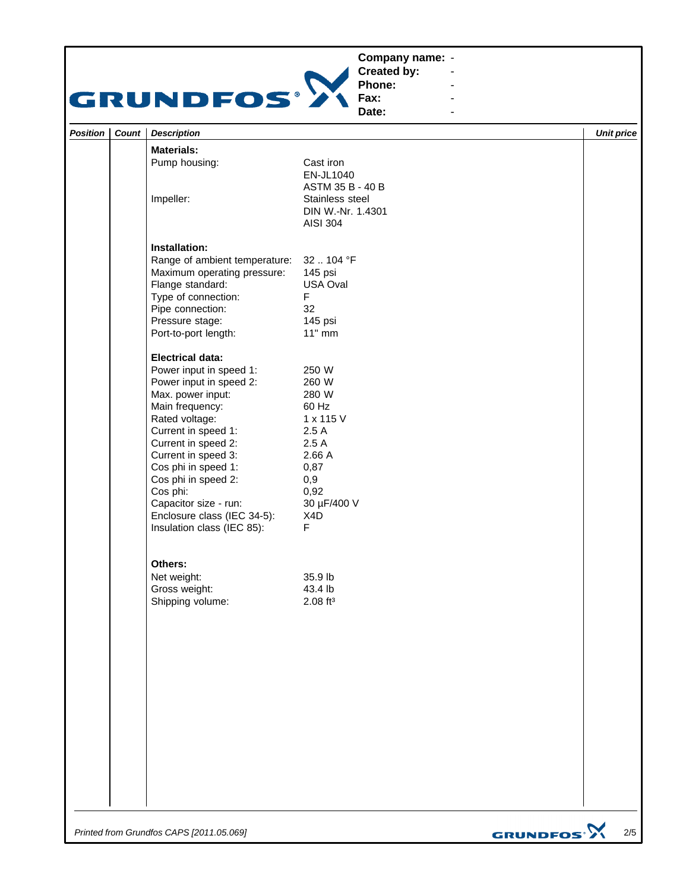**Company name:** -
**Created by:** -
**Phone:** -
**Fax:** -
**Date:** -

| Position | Count | Description | Unit price |
|---|---|---|---|
| | | **Materials:** | |
| | | Pump housing: Cast iron EN-JL1040 ASTM 35 B - 40 B | |
| | | Impeller: Stainless steel DIN W.-Nr. 1.4301 AISI 304 | |
| | | **Installation:** | |
| | | Range of ambient temperature: 32 .. 104 °F | |
| | | Maximum operating pressure: 145 psi | |
| | | Flange standard: USA Oval | |
| | | Type of connection: F | |
| | | Pipe connection: 32 | |
| | | Pressure stage: 145 psi | |
| | | Port-to-port length: 11" mm | |
| | | **Electrical data:** | |
| | | Power input in speed 1: 250 W | |
| | | Power input in speed 2: 260 W | |
| | | Max. power input: 280 W | |
| | | Main frequency: 60 Hz | |
| | | Rated voltage: 1 x 115 V | |
| | | Current in speed 1: 2.5 A | |
| | | Current in speed 2: 2.5 A | |
| | | Current in speed 3: 2.66 A | |
| | | Cos phi in speed 1: 0,87 | |
| | | Cos phi in speed 2: 0,9 | |
| | | Cos phi: 0,92 | |
| | | Capacitor size - run: 30 µF/400 V | |
| | | Enclosure class (IEC 34-5): X4D | |
| | | Insulation class (IEC 85): F | |
| | | **Others:** | |
| | | Net weight: 35.9 lb | |
| | | Gross weight: 43.4 lb | |
| | | Shipping volume: 2.08 ft³ | |

*Printed from Grundfos CAPS [2011.05.069]*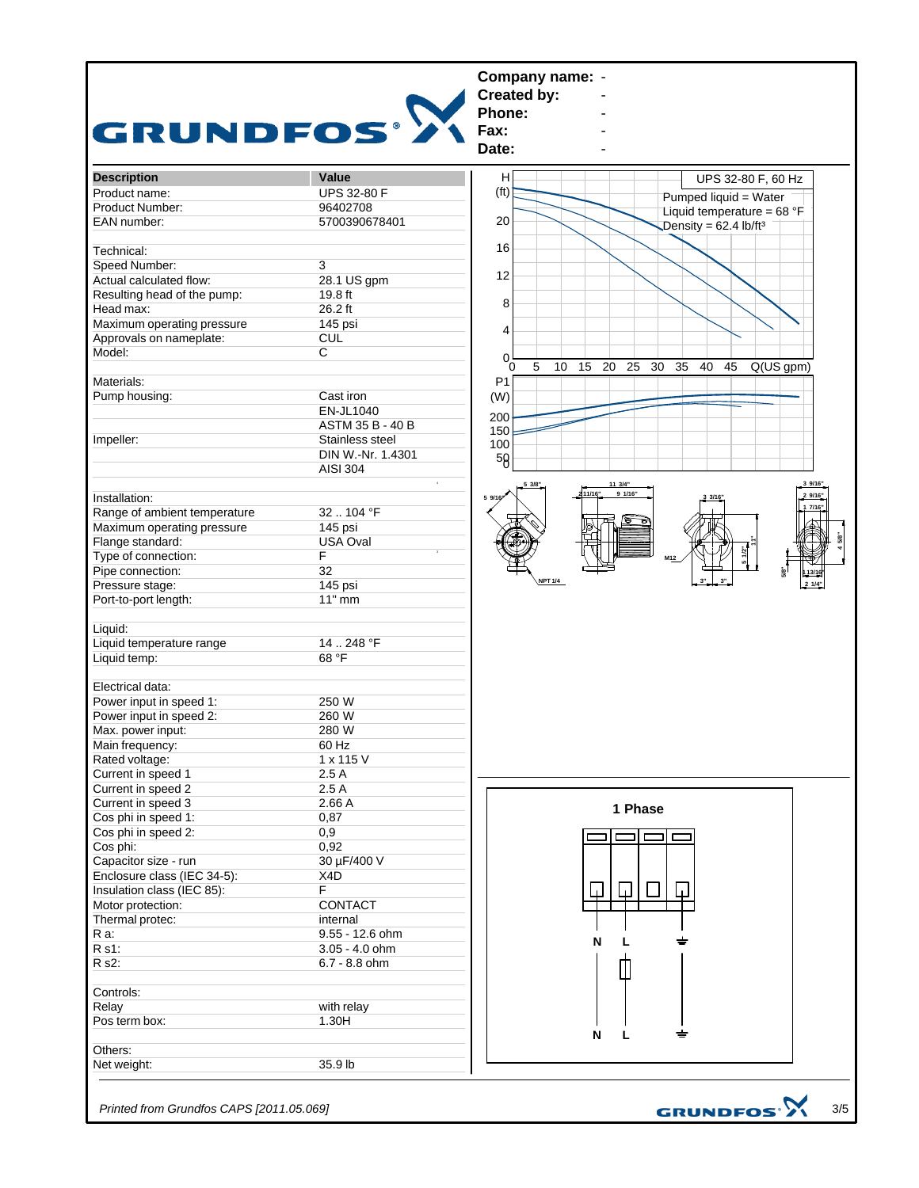**Company name:** -
**Created by:** -
**Phone:** -
**Fax:** -
**Date:** -

| Description | Value |
|---|---|
| Product name: | UPS 32-80 F |
| Product Number: | 96402708 |
| EAN number: | 5700390678401 |
| | |
| Technical: | |
| Speed Number: | 3 |
| Actual calculated flow: | 28.1 US gpm |
| Resulting head of the pump: | 19.8 ft |
| Head max: | 26.2 ft |
| Maximum operating pressure | 145 psi |
| Approvals on nameplate: | CUL |
| Model: | C |
| | |
| Materials: | |
| Pump housing: | Cast iron |
| | EN-JL1040 |
| | ASTM 35 B - 40 B |
| Impeller: | Stainless steel |
| | DIN W.-Nr. 1.4301 |
| | AISI 304 |
| | |
| Installation: | |
| Range of ambient temperature | 32 .. 104 °F |
| Maximum operating pressure | 145 psi |
| Flange standard: | USA Oval |
| Type of connection: | F |
| Pipe connection: | 32 |
| Pressure stage: | 145 psi |
| Port-to-port length: | 11" mm |
| | |
| Liquid: | |
| Liquid temperature range | 14 .. 248 °F |
| Liquid temp: | 68 °F |
| | |
| Electrical data: | |
| Power input in speed 1: | 250 W |
| Power input in speed 2: | 260 W |
| Max. power input: | 280 W |
| Main frequency: | 60 Hz |
| Rated voltage: | 1 x 115 V |
| Current in speed 1 | 2.5 A |
| Current in speed 2 | 2.5 A |
| Current in speed 3 | 2.66 A |
| Cos phi in speed 1: | 0,87 |
| Cos phi in speed 2: | 0,9 |
| Cos phi: | 0,92 |
| Capacitor size - run | 30 µF/400 V |
| Enclosure class (IEC 34-5): | X4D |
| Insulation class (IEC 85): | F |
| Motor protection: | CONTACT |
| Thermal protec: | internal |
| R a: | 9.55 - 12.6 ohm |
| R s1: | 3.05 - 4.0 ohm |
| R s2: | 6.7 - 8.8 ohm |
| | |
| Controls: | |
| Relay | with relay |
| Pos term box: | 1.30H |
| | |
| Others: | |
| Net weight: | 35.9 lb |

UPS 32-80 F, 60 Hz
Pumped liquid = Water
Liquid temperature = 68 °F
Density = 62.4 lb/ft³

H (ft): 0, 4, 8, 12, 16, 20
Q(US gpm): 0, 5, 10, 15, 20, 25, 30, 35, 40, 45
P1 (W): 50, 100, 150, 200

Dimensions: 5 3/8", 5 9/16", NPT 1/4, 11 3/4", 2 11/16", 9 1/16", 3 3/16", M12, 5 1/2", 11", 3", 3", 3 9/16", 2 9/16", 1 7/16", 4 5/8", 5/8", 1 13/16", 2 1/4"

**1 Phase**

N L ⏚

N L ⏚

*Printed from Grundfos CAPS [2011.05.069]*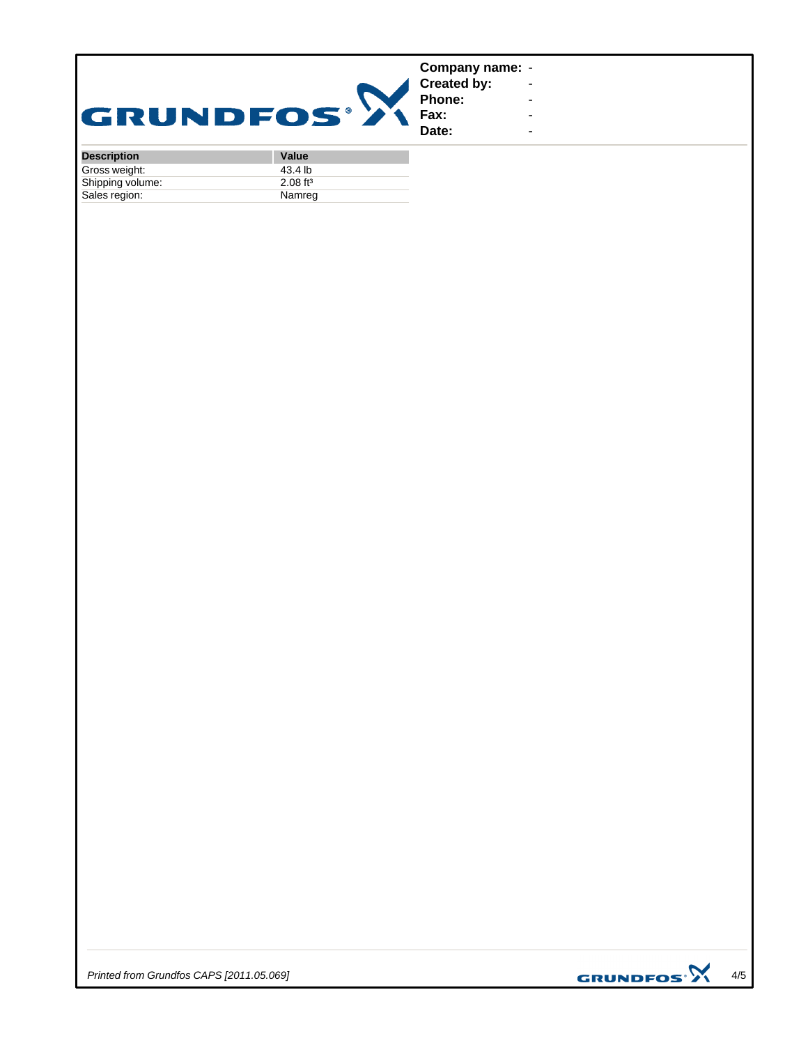**Company name:** -
**Created by:** -
**Phone:** -
**Fax:** -
**Date:** -

| Description | Value |
|---|---|
| Gross weight: | 43.4 lb |
| Shipping volume: | 2.08 $ft^3$ |
| Sales region: | Namreg |

*Printed from Grundfos CAPS [2011.05.069]*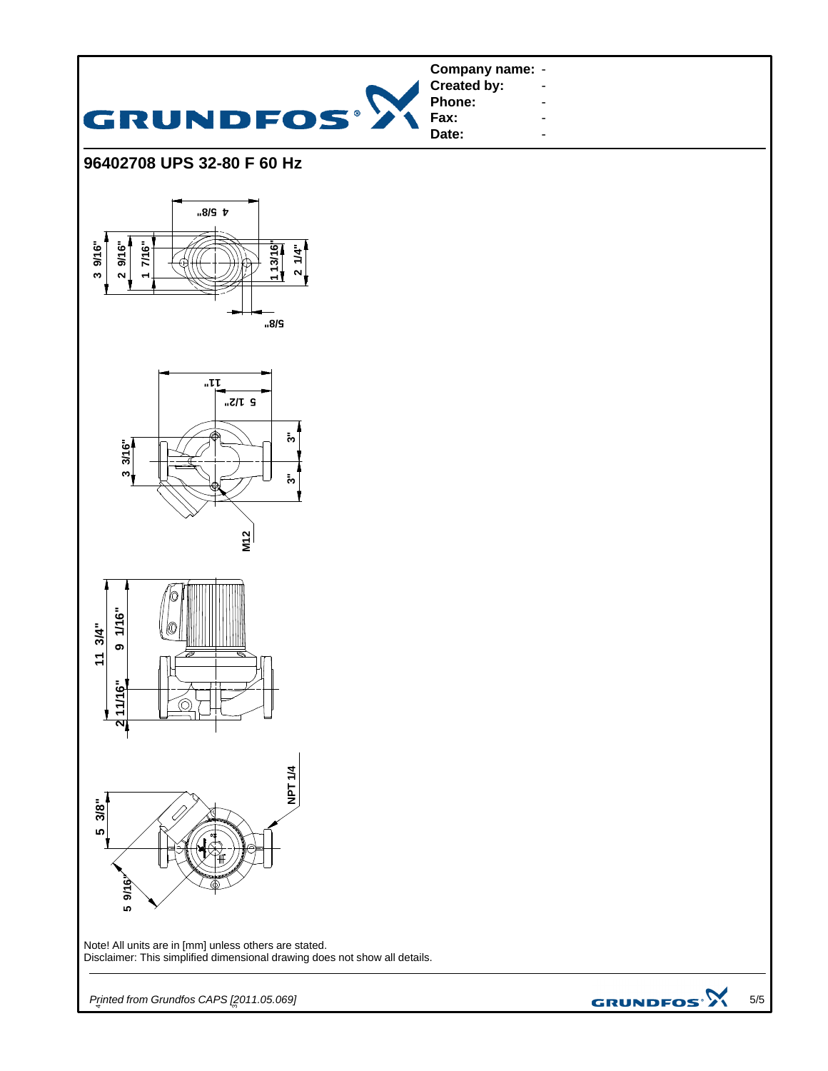**Company name:** -
**Created by:** -
**Phone:** -
**Fax:** -
**Date:** -

## 96402708 UPS 32-80 F 60 Hz

4 5/8"
3 9/16"
2 9/16"
1 7/16"
1 13/16"
2 1/4"
5/8"

11"
5 1/2"
3 3/16"
3"
3"
M12

11 3/4"
9 1/16"
2 11/16"

NPT 1/4
5 3/8"
5 9/16"

Note! All units are in [mm] unless others are stated.
Disclaimer: This simplified dimensional drawing does not show all details.

*Printed from Grundfos CAPS [2011.05.069]*